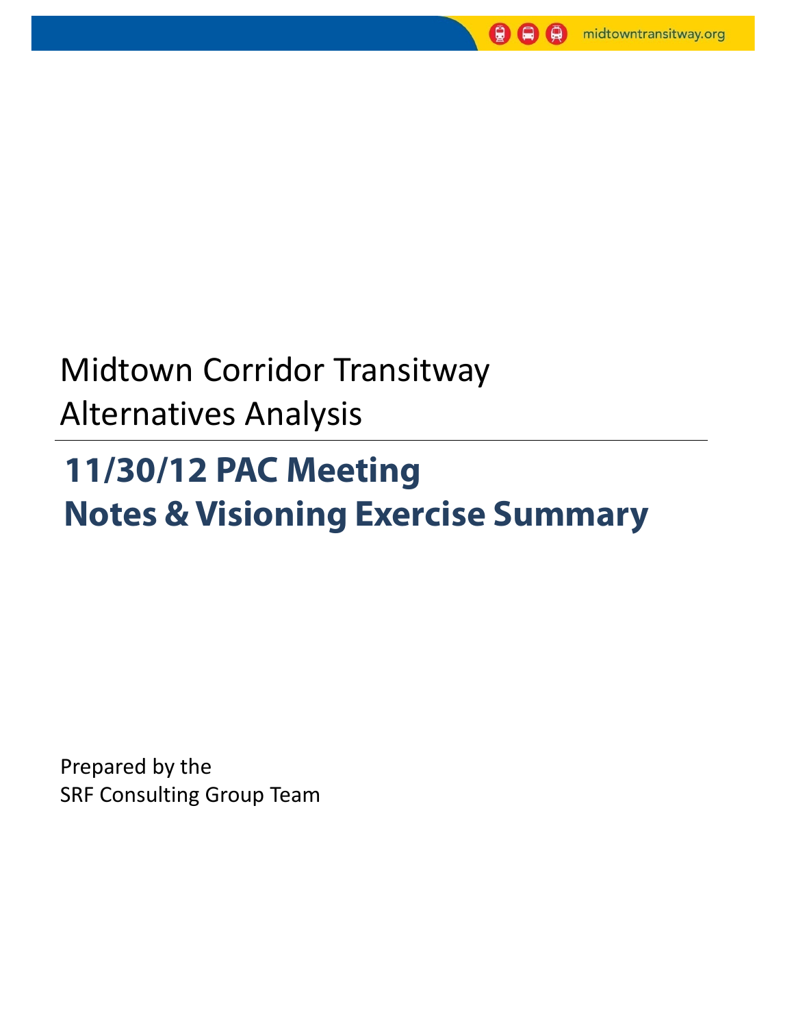midtowntransitway.org

# Midtown Corridor Transitway Alternatives Analysis

## 11/30/12 PAC Meeting Notes & Visioning Exercise Summary

Prepared by the
SRF Consulting Group Team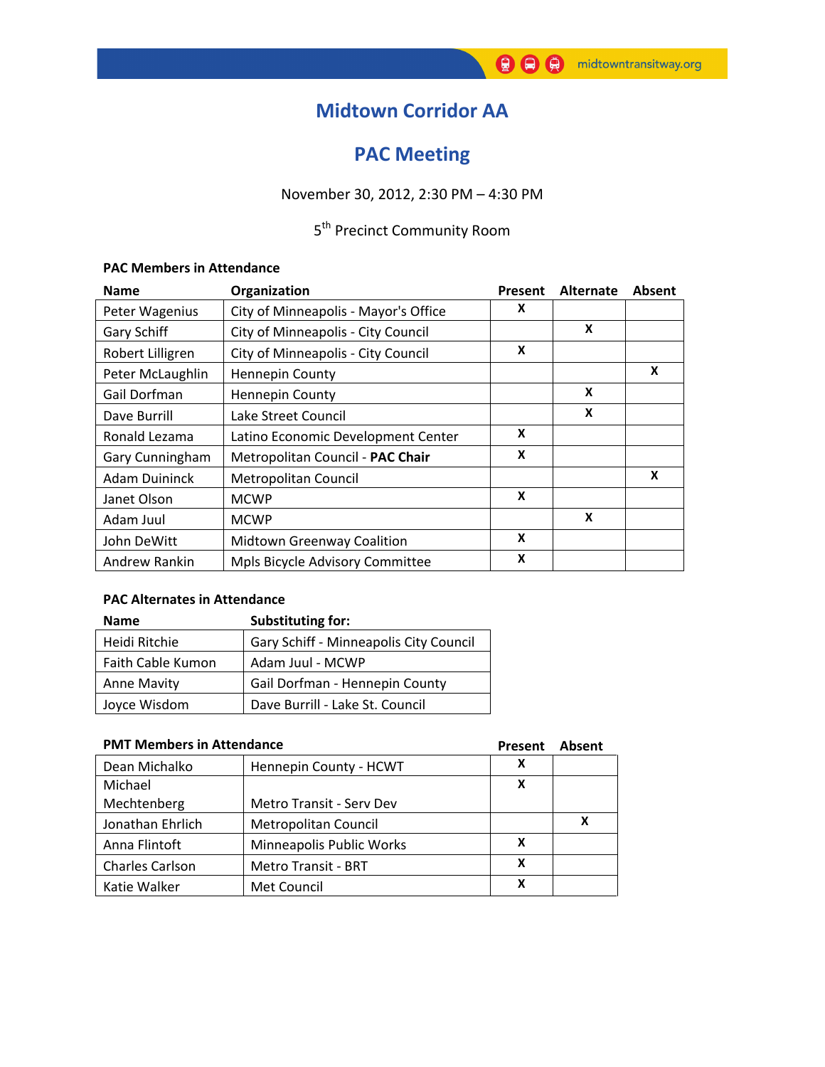# Midtown Corridor AA

## PAC Meeting

November 30, 2012, 2:30 PM – 4:30 PM

5th Precinct Community Room

### PAC Members in Attendance

| Name | Organization | Present | Alternate | Absent |
|---|---|---|---|---|
| Peter Wagenius | City of Minneapolis - Mayor's Office | X | | |
| Gary Schiff | City of Minneapolis - City Council | | X | |
| Robert Lilligren | City of Minneapolis - City Council | X | | |
| Peter McLaughlin | Hennepin County | | | X |
| Gail Dorfman | Hennepin County | | X | |
| Dave Burrill | Lake Street Council | | X | |
| Ronald Lezama | Latino Economic Development Center | X | | |
| Gary Cunningham | Metropolitan Council - **PAC Chair** | X | | |
| Adam Duininck | Metropolitan Council | | | X |
| Janet Olson | MCWP | X | | |
| Adam Juul | MCWP | | X | |
| John DeWitt | Midtown Greenway Coalition | X | | |
| Andrew Rankin | Mpls Bicycle Advisory Committee | X | | |

### PAC Alternates in Attendance

| Name | Substituting for: |
|---|---|
| Heidi Ritchie | Gary Schiff - Minneapolis City Council |
| Faith Cable Kumon | Adam Juul - MCWP |
| Anne Mavity | Gail Dorfman - Hennepin County |
| Joyce Wisdom | Dave Burrill - Lake St. Council |

### PMT Members in Attendance

| Name | Organization | Present | Absent |
|---|---|---|---|
| Dean Michalko | Hennepin County - HCWT | X | |
| Michael Mechtenberg | Metro Transit - Serv Dev | X | |
| Jonathan Ehrlich | Metropolitan Council | | X |
| Anna Flintoft | Minneapolis Public Works | X | |
| Charles Carlson | Metro Transit - BRT | X | |
| Katie Walker | Met Council | X | |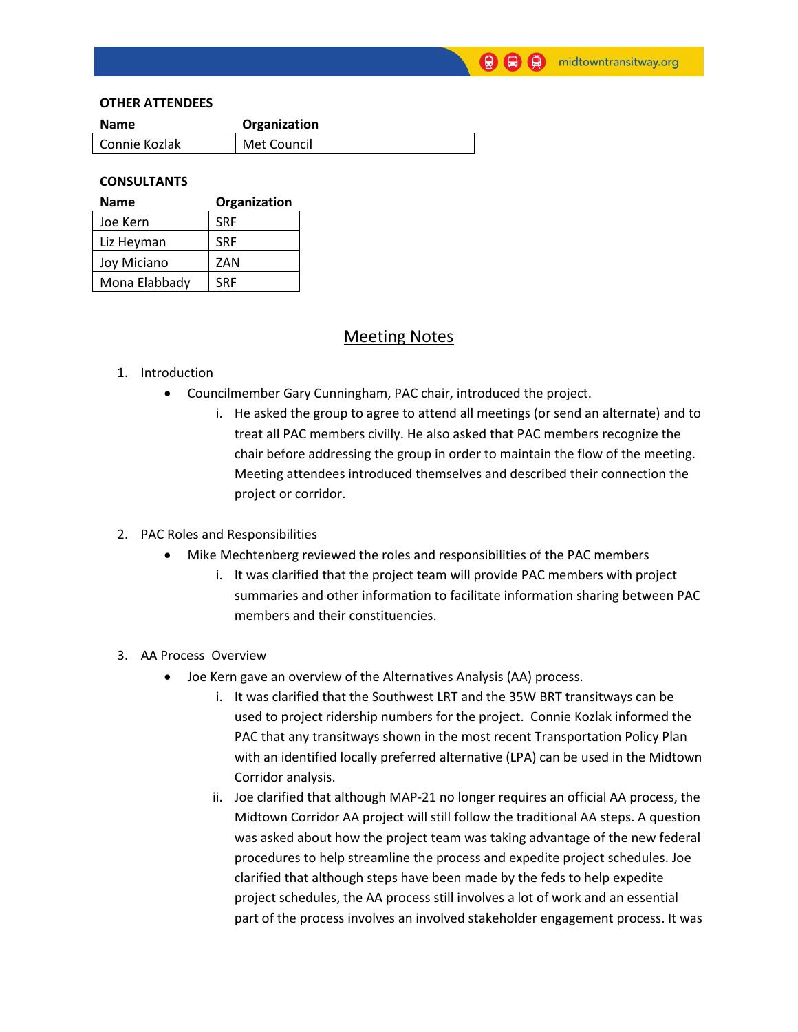**OTHER ATTENDEES**

| Name | Organization |
|---|---|
| Connie Kozlak | Met Council |

**CONSULTANTS**

| Name | Organization |
|---|---|
| Joe Kern | SRF |
| Liz Heyman | SRF |
| Joy Miciano | ZAN |
| Mona Elabbady | SRF |

## Meeting Notes

1. Introduction
   - Councilmember Gary Cunningham, PAC chair, introduced the project.
     i. He asked the group to agree to attend all meetings (or send an alternate) and to treat all PAC members civilly. He also asked that PAC members recognize the chair before addressing the group in order to maintain the flow of the meeting. Meeting attendees introduced themselves and described their connection the project or corridor.

2. PAC Roles and Responsibilities
   - Mike Mechtenberg reviewed the roles and responsibilities of the PAC members
     i. It was clarified that the project team will provide PAC members with project summaries and other information to facilitate information sharing between PAC members and their constituencies.

3. AA Process Overview
   - Joe Kern gave an overview of the Alternatives Analysis (AA) process.
     i. It was clarified that the Southwest LRT and the 35W BRT transitways can be used to project ridership numbers for the project. Connie Kozlak informed the PAC that any transitways shown in the most recent Transportation Policy Plan with an identified locally preferred alternative (LPA) can be used in the Midtown Corridor analysis.
     ii. Joe clarified that although MAP-21 no longer requires an official AA process, the Midtown Corridor AA project will still follow the traditional AA steps. A question was asked about how the project team was taking advantage of the new federal procedures to help streamline the process and expedite project schedules. Joe clarified that although steps have been made by the feds to help expedite project schedules, the AA process still involves a lot of work and an essential part of the process involves an involved stakeholder engagement process. It was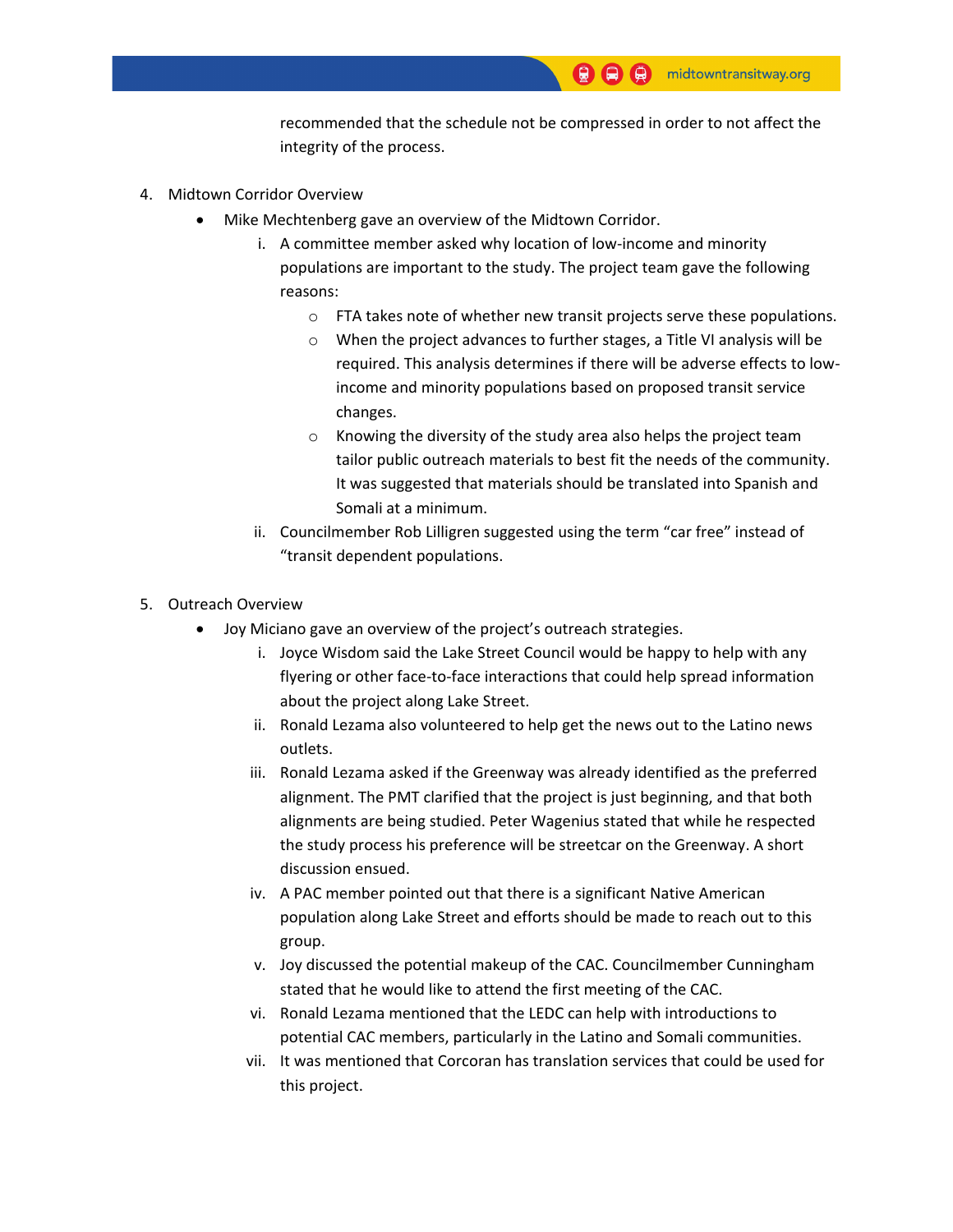recommended that the schedule not be compressed in order to not affect the integrity of the process.

4. Midtown Corridor Overview
   - Mike Mechtenberg gave an overview of the Midtown Corridor.
     i. A committee member asked why location of low-income and minority populations are important to the study. The project team gave the following reasons:
        - FTA takes note of whether new transit projects serve these populations.
        - When the project advances to further stages, a Title VI analysis will be required. This analysis determines if there will be adverse effects to low-income and minority populations based on proposed transit service changes.
        - Knowing the diversity of the study area also helps the project team tailor public outreach materials to best fit the needs of the community. It was suggested that materials should be translated into Spanish and Somali at a minimum.

     ii. Councilmember Rob Lilligren suggested using the term "car free" instead of "transit dependent populations.

5. Outreach Overview
   - Joy Miciano gave an overview of the project's outreach strategies.
     i. Joyce Wisdom said the Lake Street Council would be happy to help with any flyering or other face-to-face interactions that could help spread information about the project along Lake Street.
     ii. Ronald Lezama also volunteered to help get the news out to the Latino news outlets.
     iii. Ronald Lezama asked if the Greenway was already identified as the preferred alignment. The PMT clarified that the project is just beginning, and that both alignments are being studied. Peter Wagenius stated that while he respected the study process his preference will be streetcar on the Greenway. A short discussion ensued.
     iv. A PAC member pointed out that there is a significant Native American population along Lake Street and efforts should be made to reach out to this group.
     v. Joy discussed the potential makeup of the CAC. Councilmember Cunningham stated that he would like to attend the first meeting of the CAC.
     vi. Ronald Lezama mentioned that the LEDC can help with introductions to potential CAC members, particularly in the Latino and Somali communities.
     vii. It was mentioned that Corcoran has translation services that could be used for this project.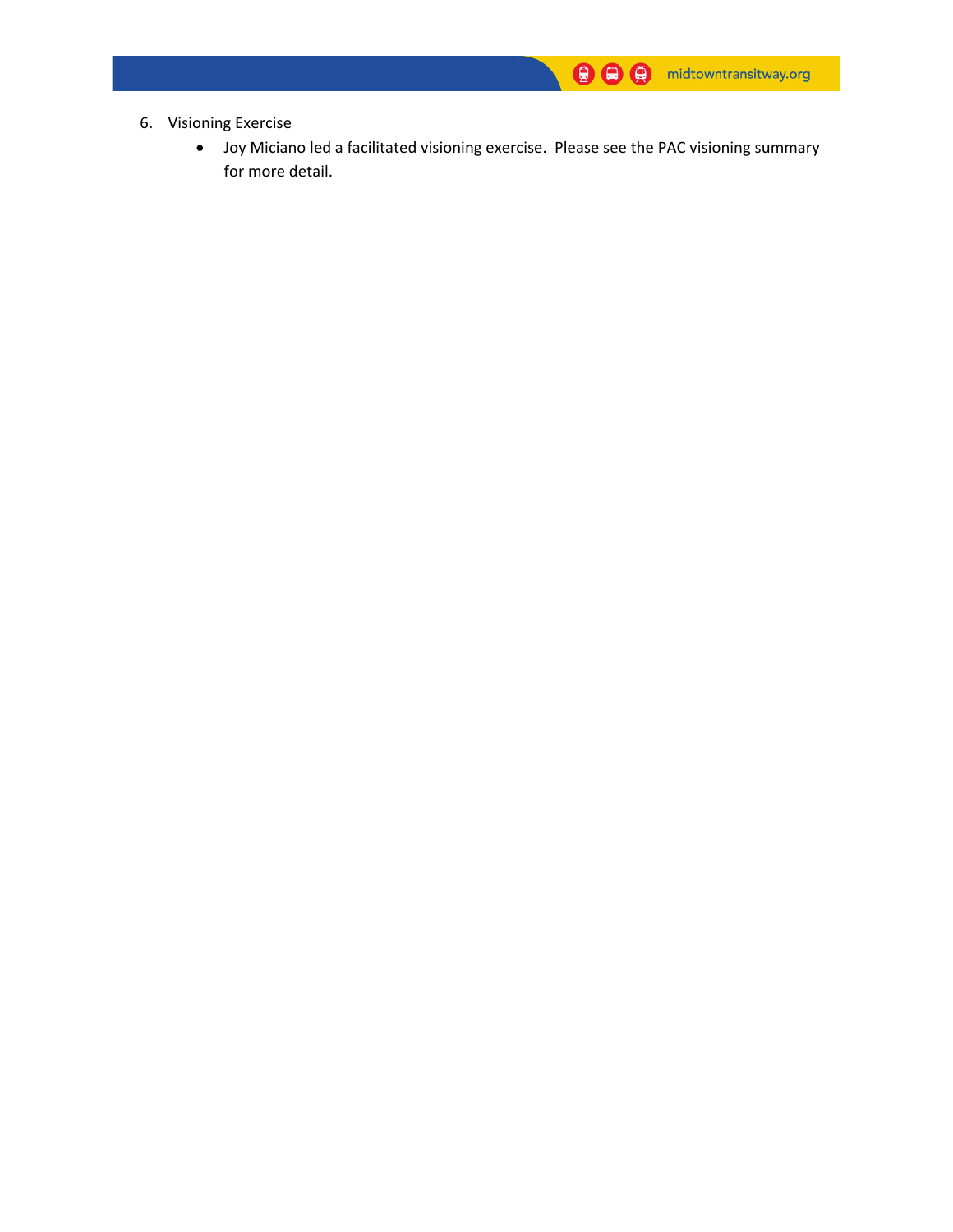6. Visioning Exercise
    - Joy Miciano led a facilitated visioning exercise. Please see the PAC visioning summary for more detail.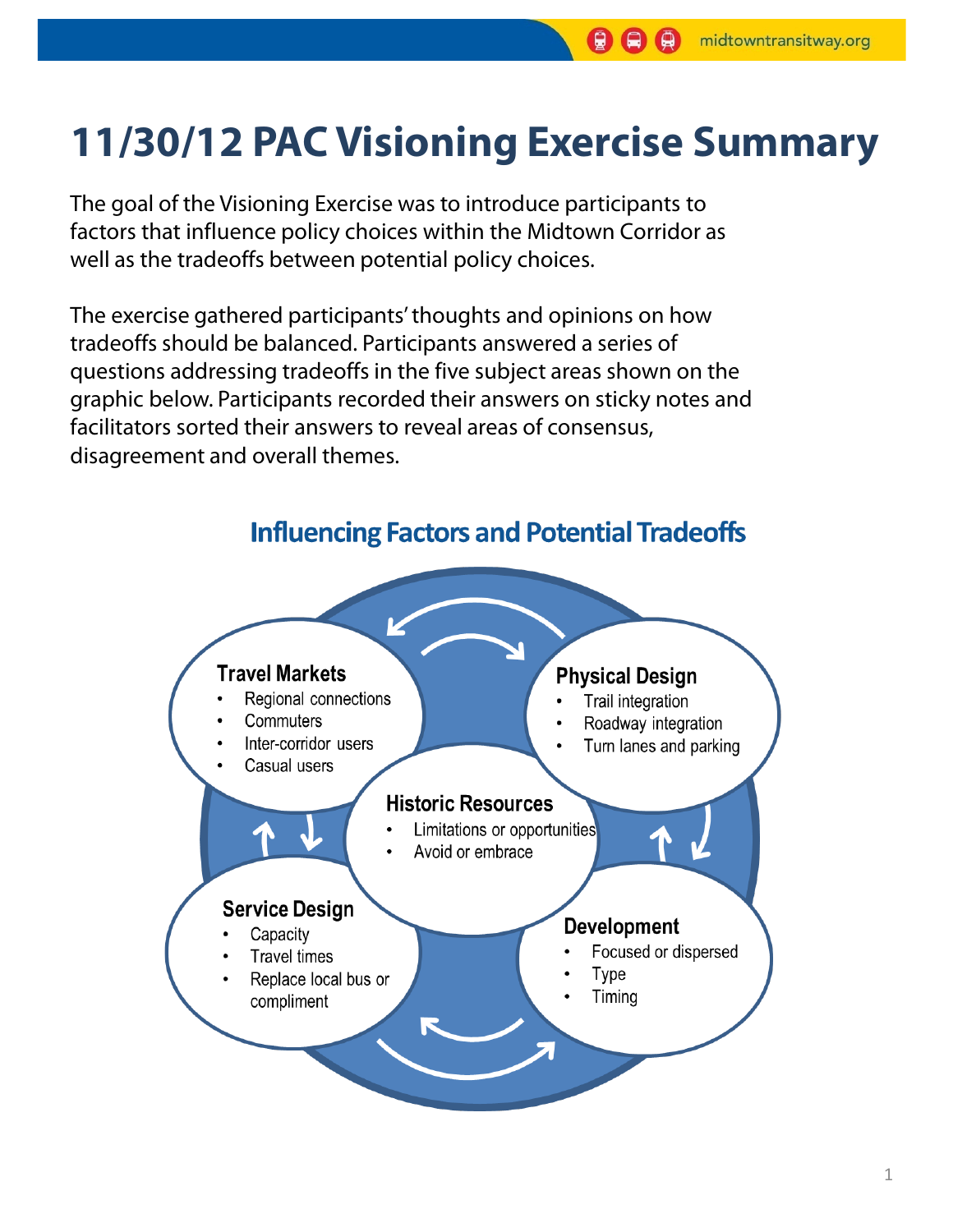# 11/30/12 PAC Visioning Exercise Summary

The goal of the Visioning Exercise was to introduce participants to factors that influence policy choices within the Midtown Corridor as well as the tradeoffs between potential policy choices.

The exercise gathered participants' thoughts and opinions on how tradeoffs should be balanced. Participants answered a series of questions addressing tradeoffs in the five subject areas shown on the graphic below. Participants recorded their answers on sticky notes and facilitators sorted their answers to reveal areas of consensus, disagreement and overall themes.

## Influencing Factors and Potential Tradeoffs

**Travel Markets**
- Regional connections
- Commuters
- Inter-corridor users
- Casual users

**Physical Design**
- Trail integration
- Roadway integration
- Turn lanes and parking

**Historic Resources**
- Limitations or opportunities
- Avoid or embrace

**Service Design**
- Capacity
- Travel times
- Replace local bus or compliment

**Development**
- Focused or dispersed
- Type
- Timing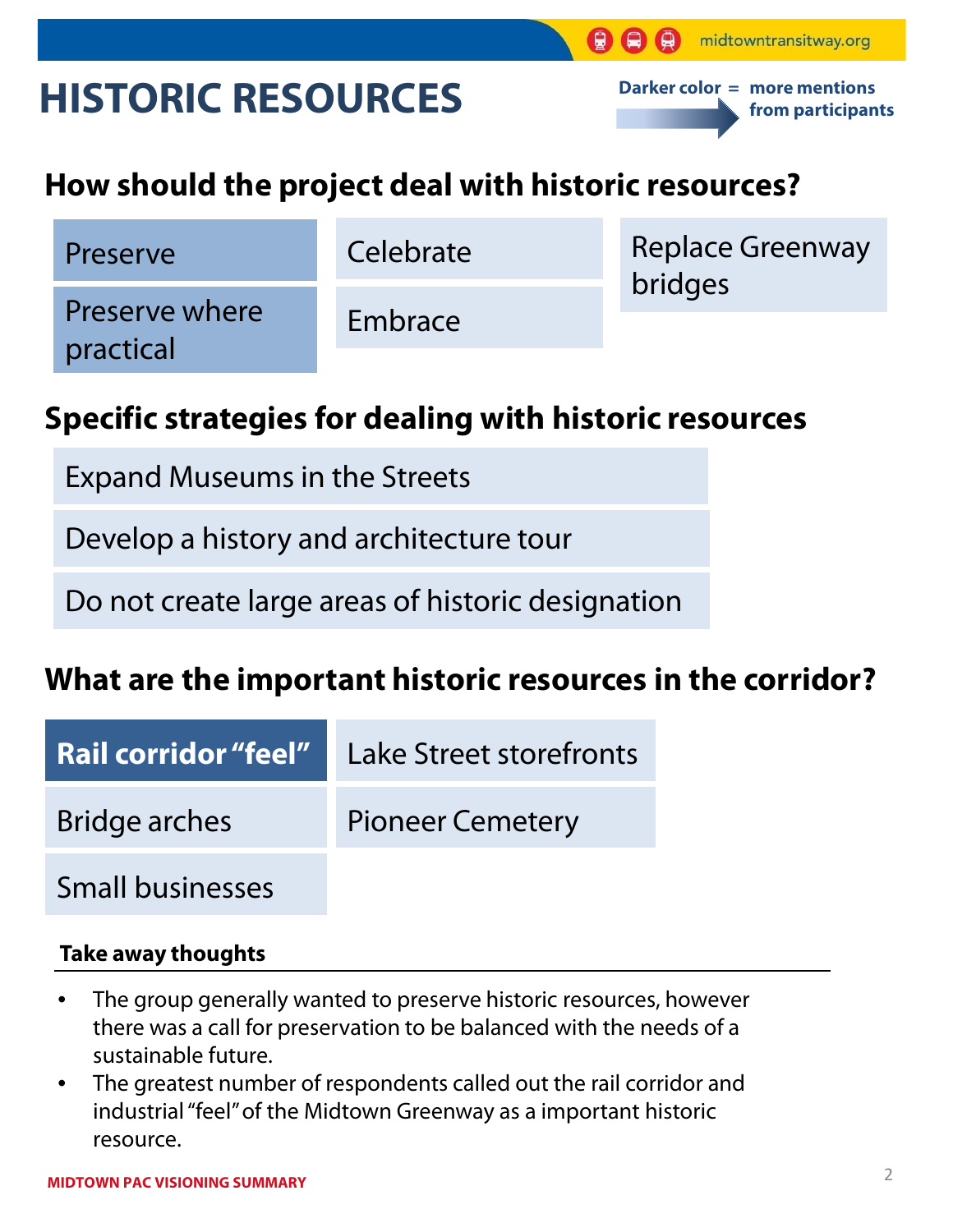# HISTORIC RESOURCES

Darker color = more mentions from participants

## How should the project deal with historic resources?

- Preserve
- Preserve where practical
- Celebrate
- Embrace
- Replace Greenway bridges

## Specific strategies for dealing with historic resources

- Expand Museums in the Streets
- Develop a history and architecture tour
- Do not create large areas of historic designation

## What are the important historic resources in the corridor?

- **Rail corridor "feel"**
- Lake Street storefronts
- Bridge arches
- Pioneer Cemetery
- Small businesses

### Take away thoughts

- The group generally wanted to preserve historic resources, however there was a call for preservation to be balanced with the needs of a sustainable future.
- The greatest number of respondents called out the rail corridor and industrial "feel" of the Midtown Greenway as a important historic resource.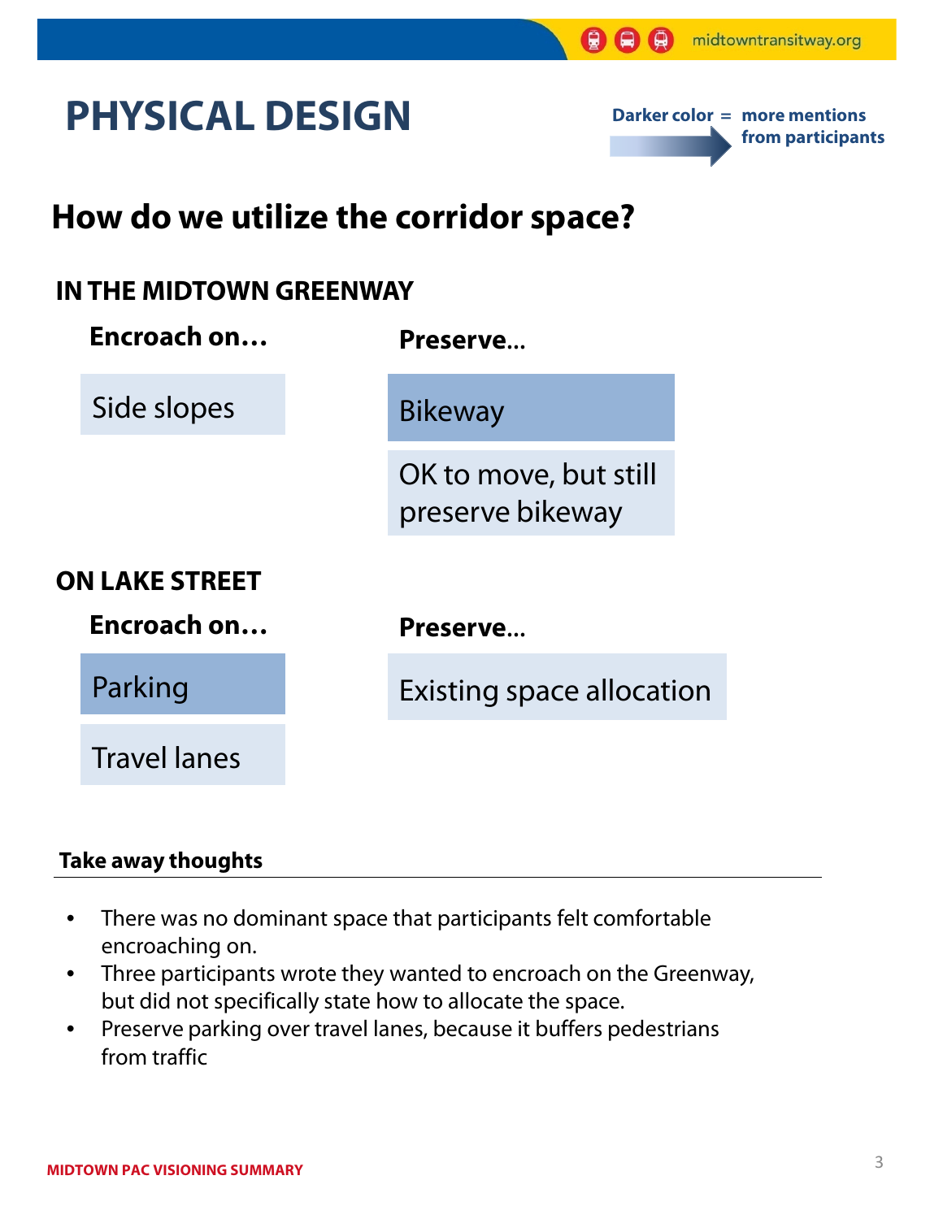# PHYSICAL DESIGN

Darker color = more mentions from participants

## How do we utilize the corridor space?

### IN THE MIDTOWN GREENWAY

| Encroach on… | Preserve… |
| --- | --- |
| Side slopes | Bikeway |
| | OK to move, but still preserve bikeway |

### ON LAKE STREET

| Encroach on… | Preserve… |
| --- | --- |
| Parking | Existing space allocation |
| Travel lanes | |

**Take away thoughts**

- There was no dominant space that participants felt comfortable encroaching on.
- Three participants wrote they wanted to encroach on the Greenway, but did not specifically state how to allocate the space.
- Preserve parking over travel lanes, because it buffers pedestrians from traffic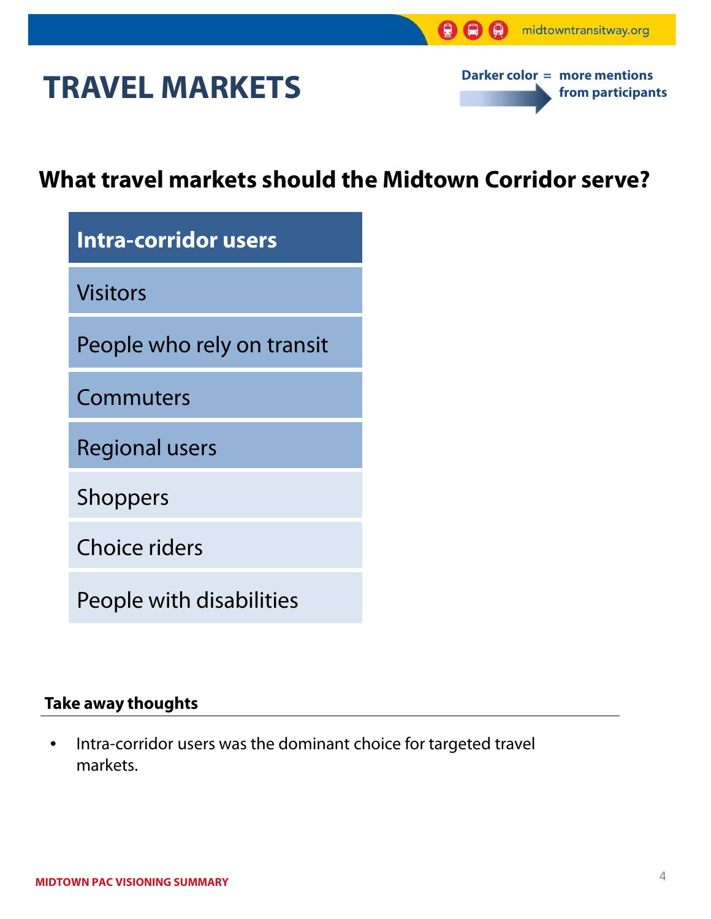# TRAVEL MARKETS

Darker color = more mentions from participants

## What travel markets should the Midtown Corridor serve?

- **Intra-corridor users**
- Visitors
- People who rely on transit
- Commuters
- Regional users
- Shoppers
- Choice riders
- People with disabilities

### Take away thoughts

- Intra-corridor users was the dominant choice for targeted travel markets.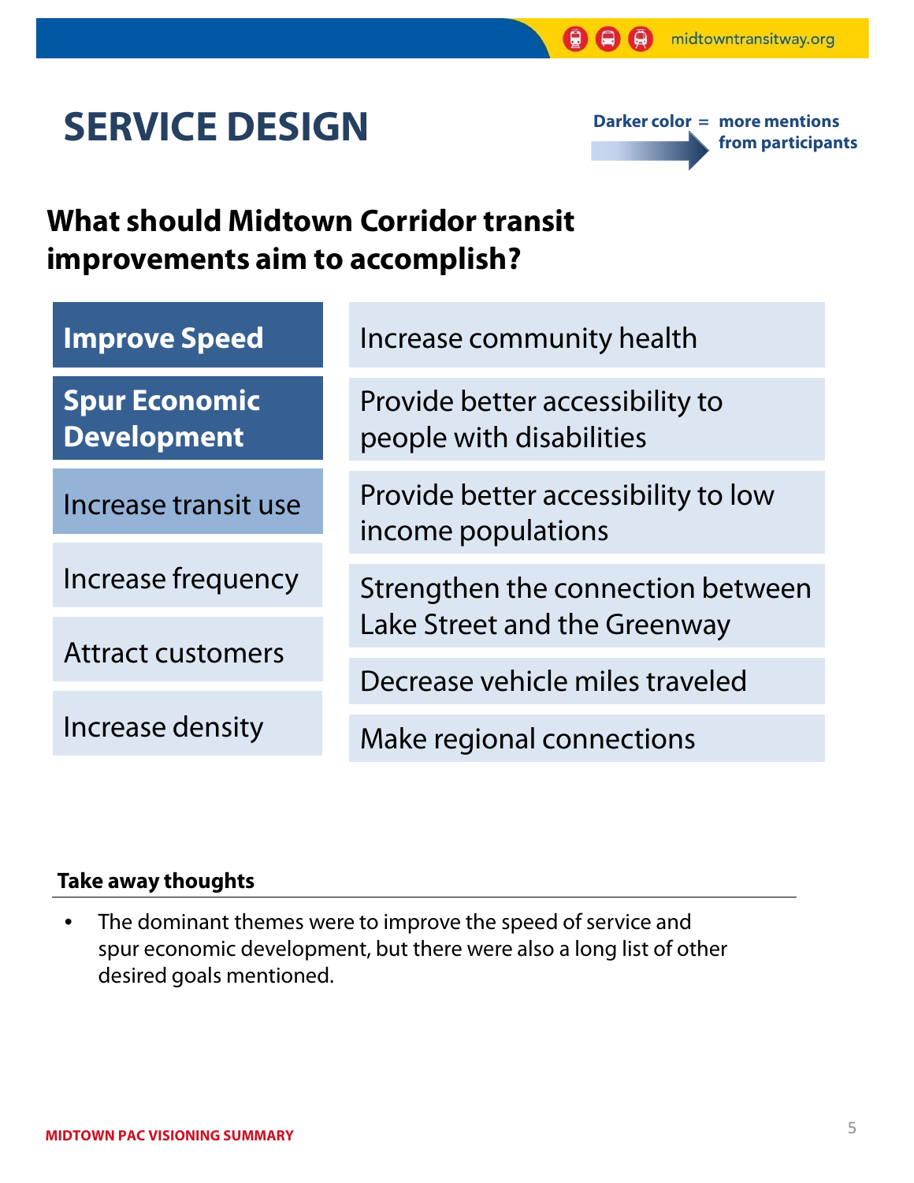# SERVICE DESIGN

**Darker color = more mentions from participants**

## What should Midtown Corridor transit improvements aim to accomplish?

| | |
|---|---|
| **Improve Speed** | Increase community health |
| **Spur Economic Development** | Provide better accessibility to people with disabilities |
| Increase transit use | Provide better accessibility to low income populations |
| Increase frequency | Strengthen the connection between Lake Street and the Greenway |
| Attract customers | Decrease vehicle miles traveled |
| Increase density | Make regional connections |

**Take away thoughts**

- The dominant themes were to improve the speed of service and spur economic development, but there were also a long list of other desired goals mentioned.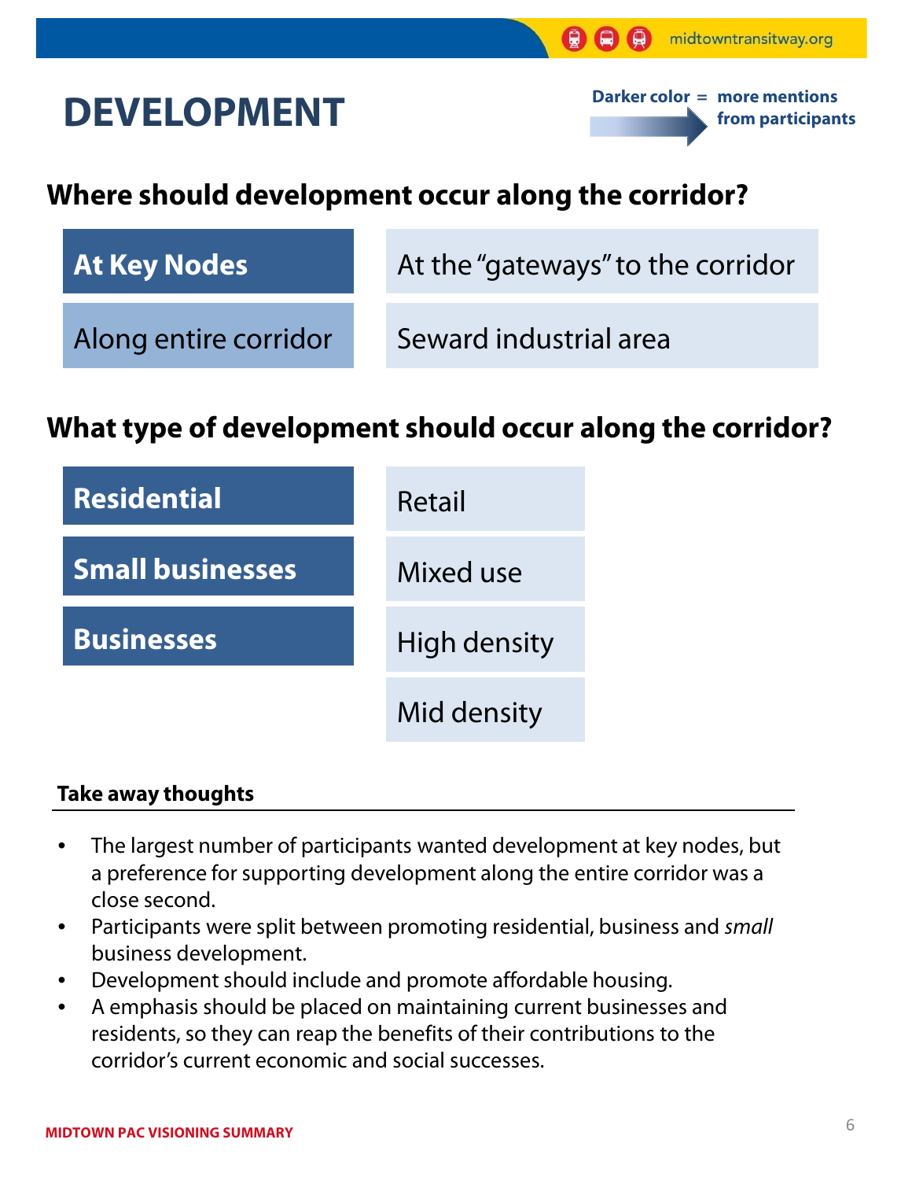# DEVELOPMENT

Darker color = more mentions from participants

## Where should development occur along the corridor?

| | |
|---|---|
| **At Key Nodes** | At the "gateways" to the corridor |
| Along entire corridor | Seward industrial area |

## What type of development should occur along the corridor?

| | |
|---|---|
| **Residential** | Retail |
| **Small businesses** | Mixed use |
| **Businesses** | High density |
| | Mid density |

### Take away thoughts

- The largest number of participants wanted development at key nodes, but a preference for supporting development along the entire corridor was a close second.
- Participants were split between promoting residential, business and *small* business development.
- Development should include and promote affordable housing.
- A emphasis should be placed on maintaining current businesses and residents, so they can reap the benefits of their contributions to the corridor's current economic and social successes.